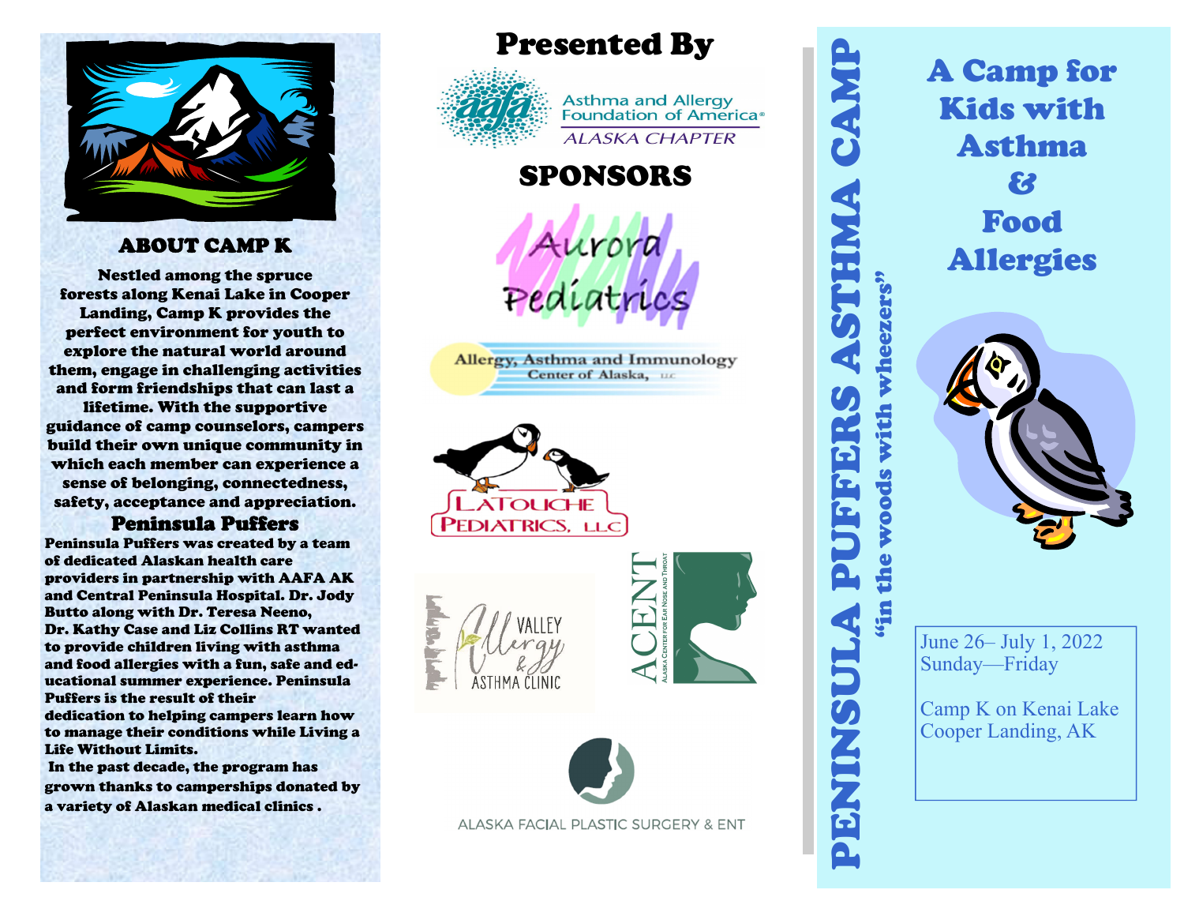## ABOUT CAMP K

Nestled among the spruce forests along Kenai Lake in Cooper Landing, Camp K provides the perfect environment for youth to explore the natural world around them, engage in challenging activities and form friendships that can last a lifetime. With the supportive guidance of camp counselors, campers build their own unique community in which each member can experience a sense of belonging, connectedness, safety, acceptance and appreciation.

## Peninsula Puffers

Peninsula Puffers was created by a team of dedicated Alaskan health care providers in partnership with AAFA AK and Central Peninsula Hospital. Dr. Jody Butto along with Dr. Teresa Neeno, Dr. Kathy Case and Liz Collins RT wanted to provide children living with asthma and food allergies with a fun, safe and educational summer experience. Peninsula Puffers is the result of their dedication to helping campers learn how to manage their conditions while Living a Life Without Limits.

In the past decade, the program has grown thanks to camperships donated by a variety of Alaskan medical clinics .

## Presented By

Asthma and Allergy Foundation of America® — ALASKA CHAPTER

## SPONSORS

Aurora Pediatrics

Allergy, Asthma and Immunology Center of Alaska, LLC

Latouche Pediatrics, LLC

Valley Allergy & Asthma Clinic

ACENT — Alaska Center for Ear Nose and Throat

Alaska Facial Plastic Surgery & ENT

# PENINSULA PUFFERS ASTHMA CAMP

*"in the woods with wheezers"*

## A Camp for Kids with Asthma & Food Allergies

June 26– July 1, 2022
Sunday—Friday

Camp K on Kenai Lake
Cooper Landing, AK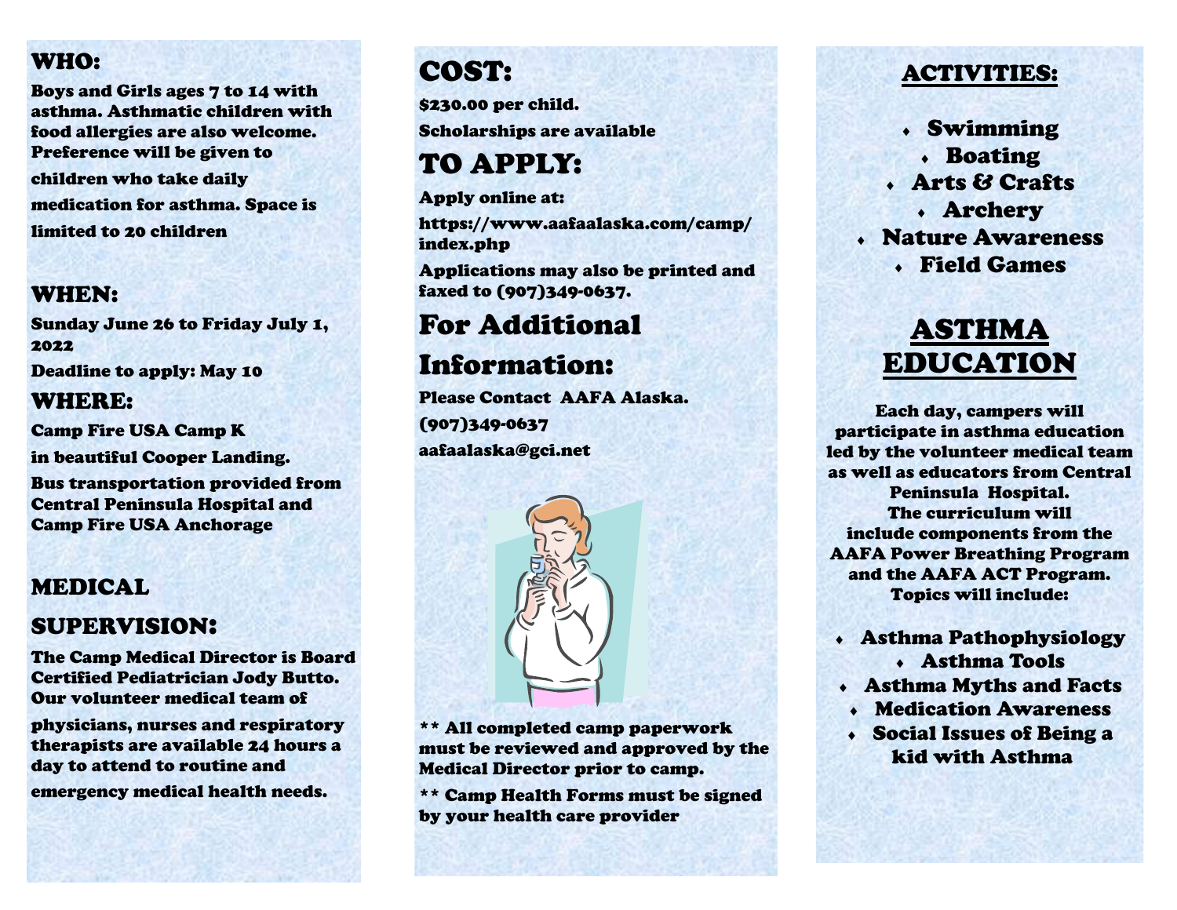## WHO:

Boys and Girls ages 7 to 14 with asthma. Asthmatic children with food allergies are also welcome. Preference will be given to children who take daily medication for asthma. Space is limited to 20 children

## WHEN:

Sunday June 26 to Friday July 1, 2022

Deadline to apply: May 10

## WHERE:

Camp Fire USA Camp K

in beautiful Cooper Landing.

Bus transportation provided from Central Peninsula Hospital and Camp Fire USA Anchorage

## MEDICAL SUPERVISION:

The Camp Medical Director is Board Certified Pediatrician Jody Butto. Our volunteer medical team of physicians, nurses and respiratory therapists are available 24 hours a day to attend to routine and emergency medical health needs.

## COST:

$230.00 per child.

Scholarships are available

## TO APPLY:

Apply online at:

https://www.aafaalaska.com/camp/index.php

Applications may also be printed and faxed to (907)349-0637.

## For Additional Information:

Please Contact AAFA Alaska.

(907)349-0637

aafaalaska@gci.net

** All completed camp paperwork must be reviewed and approved by the Medical Director prior to camp.

** Camp Health Forms must be signed by your health care provider

## ACTIVITIES:

- Swimming
- Boating
- Arts & Crafts
- Archery
- Nature Awareness
- Field Games

## ASTHMA EDUCATION

Each day, campers will participate in asthma education led by the volunteer medical team as well as educators from Central Peninsula Hospital. The curriculum will include components from the AAFA Power Breathing Program and the AAFA ACT Program. Topics will include:

- Asthma Pathophysiology
- Asthma Tools
- Asthma Myths and Facts
- Medication Awareness
- Social Issues of Being a kid with Asthma